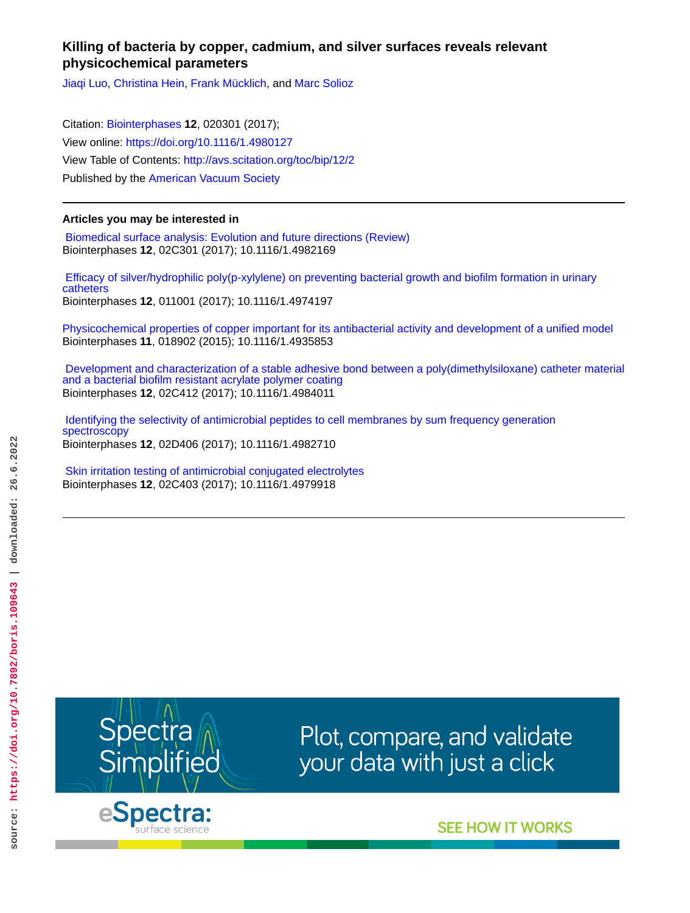# Killing of bacteria by copper, cadmium, and silver surfaces reveals relevant physicochemical parameters

Jiaqi Luo, Christina Hein, Frank Mücklich, and Marc Solioz

Citation: Biointerphases **12**, 020301 (2017);
View online: https://doi.org/10.1116/1.4980127
View Table of Contents: http://avs.scitation.org/toc/bip/12/2
Published by the American Vacuum Society

---

## Articles you may be interested in

Biomedical surface analysis: Evolution and future directions (Review)
Biointerphases **12**, 02C301 (2017); 10.1116/1.4982169

Efficacy of silver/hydrophilic poly(p-xylylene) on preventing bacterial growth and biofilm formation in urinary catheters
Biointerphases **12**, 011001 (2017); 10.1116/1.4974197

Physicochemical properties of copper important for its antibacterial activity and development of a unified model
Biointerphases **11**, 018902 (2015); 10.1116/1.4935853

Development and characterization of a stable adhesive bond between a poly(dimethylsiloxane) catheter material and a bacterial biofilm resistant acrylate polymer coating
Biointerphases **12**, 02C412 (2017); 10.1116/1.4984011

Identifying the selectivity of antimicrobial peptides to cell membranes by sum frequency generation spectroscopy
Biointerphases **12**, 02D406 (2017); 10.1116/1.4982710

Skin irritation testing of antimicrobial conjugated electrolytes
Biointerphases **12**, 02C403 (2017); 10.1116/1.4979918

---

source: https://doi.org/10.7892/boris.109643 | downloaded: 26.6.2022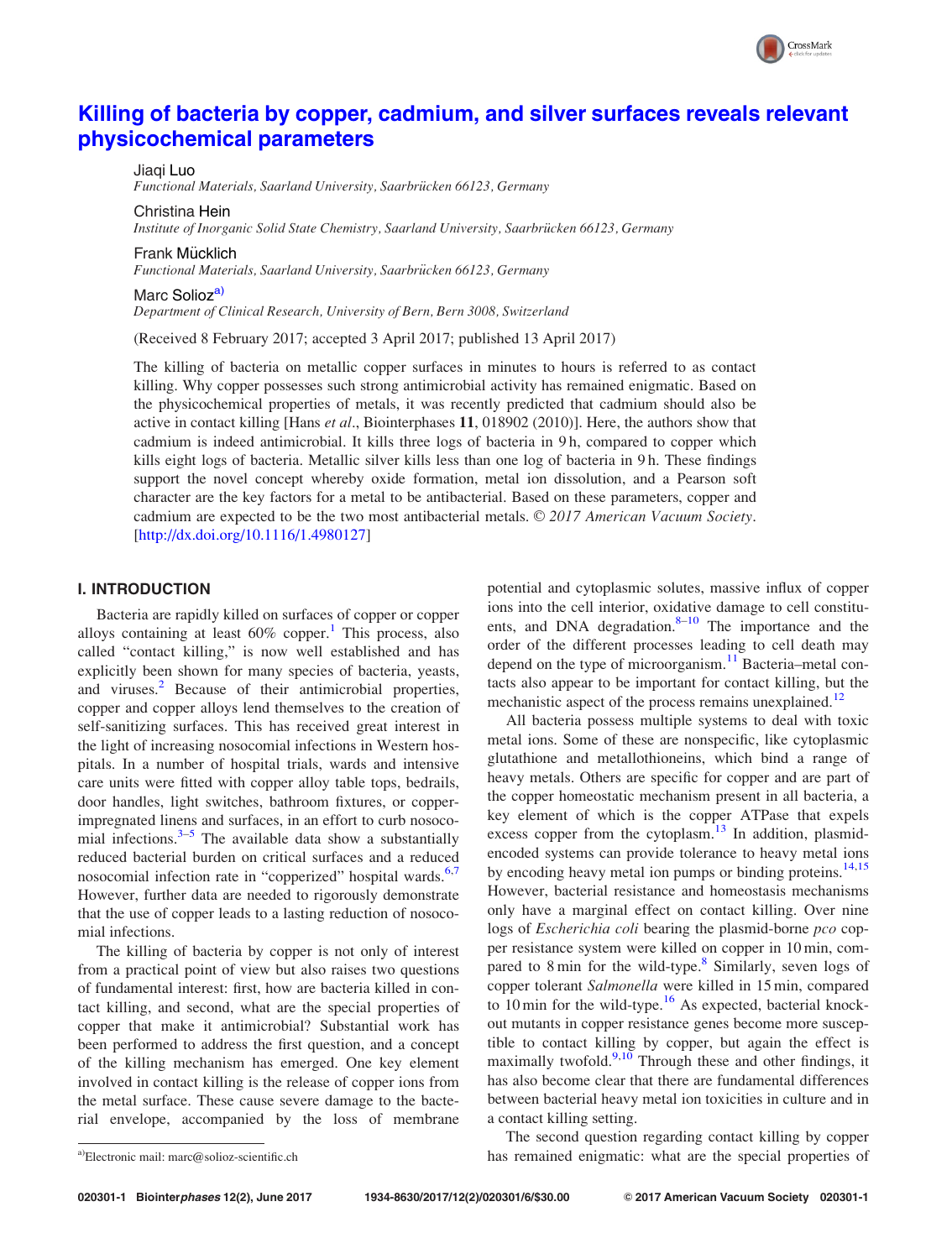# Killing of bacteria by copper, cadmium, and silver surfaces reveals relevant physicochemical parameters

Jiaqi Luo
*Functional Materials, Saarland University, Saarbrücken 66123, Germany*

Christina Hein
*Institute of Inorganic Solid State Chemistry, Saarland University, Saarbrücken 66123, Germany*

Frank Mücklich
*Functional Materials, Saarland University, Saarbrücken 66123, Germany*

Marc Solioz[a]
*Department of Clinical Research, University of Bern, Bern 3008, Switzerland*

(Received 8 February 2017; accepted 3 April 2017; published 13 April 2017)

The killing of bacteria on metallic copper surfaces in minutes to hours is referred to as contact killing. Why copper possesses such strong antimicrobial activity has remained enigmatic. Based on the physicochemical properties of metals, it was recently predicted that cadmium should also be active in contact killing [Hans *et al*., Biointerphases **11**, 018902 (2010)]. Here, the authors show that cadmium is indeed antimicrobial. It kills three logs of bacteria in 9 h, compared to copper which kills eight logs of bacteria. Metallic silver kills less than one log of bacteria in 9 h. These findings support the novel concept whereby oxide formation, metal ion dissolution, and a Pearson soft character are the key factors for a metal to be antibacterial. Based on these parameters, copper and cadmium are expected to be the two most antibacterial metals. © *2017 American Vacuum Society*. [http://dx.doi.org/10.1116/1.4980127]

## I. INTRODUCTION

Bacteria are rapidly killed on surfaces of copper or copper alloys containing at least 60% copper.[1] This process, also called "contact killing," is now well established and has explicitly been shown for many species of bacteria, yeasts, and viruses.[2] Because of their antimicrobial properties, copper and copper alloys lend themselves to the creation of self-sanitizing surfaces. This has received great interest in the light of increasing nosocomial infections in Western hospitals. In a number of hospital trials, wards and intensive care units were fitted with copper alloy table tops, bedrails, door handles, light switches, bathroom fixtures, or copper-impregnated linens and surfaces, in an effort to curb nosocomial infections.[3–5] The available data show a substantially reduced bacterial burden on critical surfaces and a reduced nosocomial infection rate in "copperized" hospital wards.[6,7] However, further data are needed to rigorously demonstrate that the use of copper leads to a lasting reduction of nosocomial infections.

The killing of bacteria by copper is not only of interest from a practical point of view but also raises two questions of fundamental interest: first, how are bacteria killed in contact killing, and second, what are the special properties of copper that make it antimicrobial? Substantial work has been performed to address the first question, and a concept of the killing mechanism has emerged. One key element involved in contact killing is the release of copper ions from the metal surface. These cause severe damage to the bacterial envelope, accompanied by the loss of membrane potential and cytoplasmic solutes, massive influx of copper ions into the cell interior, oxidative damage to cell constituents, and DNA degradation.[8–10] The importance and the order of the different processes leading to cell death may depend on the type of microorganism.[11] Bacteria–metal contacts also appear to be important for contact killing, but the mechanistic aspect of the process remains unexplained.[12]

All bacteria possess multiple systems to deal with toxic metal ions. Some of these are nonspecific, like cytoplasmic glutathione and metallothioneins, which bind a range of heavy metals. Others are specific for copper and are part of the copper homeostatic mechanism present in all bacteria, a key element of which is the copper ATPase that expels excess copper from the cytoplasm.[13] In addition, plasmid-encoded systems can provide tolerance to heavy metal ions by encoding heavy metal ion pumps or binding proteins.[14,15] However, bacterial resistance and homeostasis mechanisms only have a marginal effect on contact killing. Over nine logs of *Escherichia coli* bearing the plasmid-borne *pco* copper resistance system were killed on copper in 10 min, compared to 8 min for the wild-type.[8] Similarly, seven logs of copper tolerant *Salmonella* were killed in 15 min, compared to 10 min for the wild-type.[16] As expected, bacterial knockout mutants in copper resistance genes become more susceptible to contact killing by copper, but again the effect is maximally twofold.[9,10] Through these and other findings, it has also become clear that there are fundamental differences between bacterial heavy metal ion toxicities in culture and in a contact killing setting.

The second question regarding contact killing by copper has remained enigmatic: what are the special properties of

[a]Electronic mail: marc@solioz-scientific.ch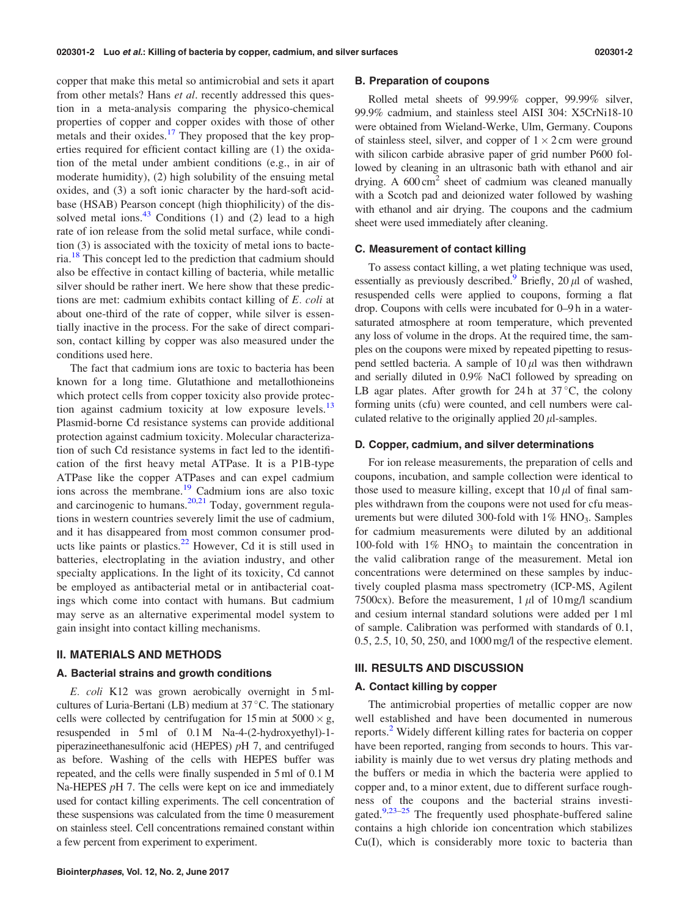copper that make this metal so antimicrobial and sets it apart from other metals? Hans *et al*. recently addressed this question in a meta-analysis comparing the physico-chemical properties of copper and copper oxides with those of other metals and their oxides.[17] They proposed that the key properties required for efficient contact killing are (1) the oxidation of the metal under ambient conditions (e.g., in air of moderate humidity), (2) high solubility of the ensuing metal oxides, and (3) a soft ionic character by the hard-soft acid-base (HSAB) Pearson concept (high thiophilicity) of the dissolved metal ions.[43] Conditions (1) and (2) lead to a high rate of ion release from the solid metal surface, while condition (3) is associated with the toxicity of metal ions to bacteria.[18] This concept led to the prediction that cadmium should also be effective in contact killing of bacteria, while metallic silver should be rather inert. We here show that these predictions are met: cadmium exhibits contact killing of *E. coli* at about one-third of the rate of copper, while silver is essentially inactive in the process. For the sake of direct comparison, contact killing by copper was also measured under the conditions used here.

The fact that cadmium ions are toxic to bacteria has been known for a long time. Glutathione and metallothioneins which protect cells from copper toxicity also provide protection against cadmium toxicity at low exposure levels.[13] Plasmid-borne Cd resistance systems can provide additional protection against cadmium toxicity. Molecular characterization of such Cd resistance systems in fact led to the identification of the first heavy metal ATPase. It is a P1B-type ATPase like the copper ATPases and can expel cadmium ions across the membrane.[19] Cadmium ions are also toxic and carcinogenic to humans.[20,21] Today, government regulations in western countries severely limit the use of cadmium, and it has disappeared from most common consumer products like paints or plastics.[22] However, Cd it is still used in batteries, electroplating in the aviation industry, and other specialty applications. In the light of its toxicity, Cd cannot be employed as antibacterial metal or in antibacterial coatings which come into contact with humans. But cadmium may serve as an alternative experimental model system to gain insight into contact killing mechanisms.

## II. MATERIALS AND METHODS

### A. Bacterial strains and growth conditions

*E. coli* K12 was grown aerobically overnight in 5 ml-cultures of Luria-Bertani (LB) medium at 37 °C. The stationary cells were collected by centrifugation for 15 min at $5000 \times g$, resuspended in 5 ml of 0.1 M Na-4-(2-hydroxyethyl)-1-piperazineethanesulfonic acid (HEPES) *p*H 7, and centrifuged as before. Washing of the cells with HEPES buffer was repeated, and the cells were finally suspended in 5 ml of 0.1 M Na-HEPES *p*H 7. The cells were kept on ice and immediately used for contact killing experiments. The cell concentration of these suspensions was calculated from the time 0 measurement on stainless steel. Cell concentrations remained constant within a few percent from experiment to experiment.

### B. Preparation of coupons

Rolled metal sheets of 99.99% copper, 99.99% silver, 99.9% cadmium, and stainless steel AISI 304: X5CrNi18-10 were obtained from Wieland-Werke, Ulm, Germany. Coupons of stainless steel, silver, and copper of $1 \times 2$ cm were ground with silicon carbide abrasive paper of grid number P600 followed by cleaning in an ultrasonic bath with ethanol and air drying. A 600 $cm^2$ sheet of cadmium was cleaned manually with a Scotch pad and deionized water followed by washing with ethanol and air drying. The coupons and the cadmium sheet were used immediately after cleaning.

### C. Measurement of contact killing

To assess contact killing, a wet plating technique was used, essentially as previously described.[9] Briefly, 20 $\mu$l of washed, resuspended cells were applied to coupons, forming a flat drop. Coupons with cells were incubated for 0–9 h in a water-saturated atmosphere at room temperature, which prevented any loss of volume in the drops. At the required time, the samples on the coupons were mixed by repeated pipetting to resuspend settled bacteria. A sample of 10 $\mu$l was then withdrawn and serially diluted in 0.9% NaCl followed by spreading on LB agar plates. After growth for 24 h at 37 °C, the colony forming units (cfu) were counted, and cell numbers were calculated relative to the originally applied 20 $\mu$l-samples.

### D. Copper, cadmium, and silver determinations

For ion release measurements, the preparation of cells and coupons, incubation, and sample collection were identical to those used to measure killing, except that 10 $\mu$l of final samples withdrawn from the coupons were not used for cfu measurements but were diluted 300-fold with 1% $HNO_3$. Samples for cadmium measurements were diluted by an additional 100-fold with 1% $HNO_3$ to maintain the concentration in the valid calibration range of the measurement. Metal ion concentrations were determined on these samples by inductively coupled plasma mass spectrometry (ICP-MS, Agilent 7500cx). Before the measurement, 1 $\mu$l of 10 mg/l scandium and cesium internal standard solutions were added per 1 ml of sample. Calibration was performed with standards of 0.1, 0.5, 2.5, 10, 50, 250, and 1000 mg/l of the respective element.

## III. RESULTS AND DISCUSSION

### A. Contact killing by copper

The antimicrobial properties of metallic copper are now well established and have been documented in numerous reports.[2] Widely different killing rates for bacteria on copper have been reported, ranging from seconds to hours. This variability is mainly due to wet versus dry plating methods and the buffers or media in which the bacteria were applied to copper and, to a minor extent, due to different surface roughness of the coupons and the bacterial strains investigated.[9,23–25] The frequently used phosphate-buffered saline contains a high chloride ion concentration which stabilizes Cu(I), which is considerably more toxic to bacteria than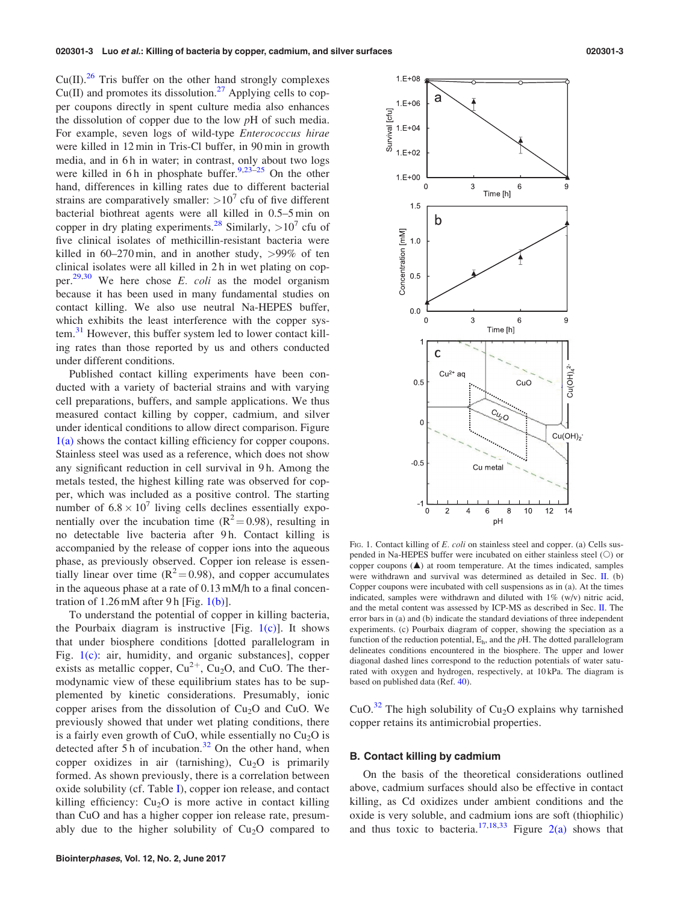Cu(II).[26] Tris buffer on the other hand strongly complexes Cu(II) and promotes its dissolution.[27] Applying cells to copper coupons directly in spent culture media also enhances the dissolution of copper due to the low *p*H of such media. For example, seven logs of wild-type *Enterococcus hirae* were killed in 12 min in Tris-Cl buffer, in 90 min in growth media, and in 6 h in water; in contrast, only about two logs were killed in 6 h in phosphate buffer.[9,23–25] On the other hand, differences in killing rates due to different bacterial strains are comparatively smaller: $>10^7$ cfu of five different bacterial biothreat agents were all killed in 0.5–5 min on copper in dry plating experiments.[28] Similarly, $>10^7$ cfu of five clinical isolates of methicillin-resistant bacteria were killed in 60–270 min, and in another study, >99% of ten clinical isolates were all killed in 2 h in wet plating on copper.[29,30] We here chose *E. coli* as the model organism because it has been used in many fundamental studies on contact killing. We also use neutral Na-HEPES buffer, which exhibits the least interference with the copper system.[31] However, this buffer system led to lower contact killing rates than those reported by us and others conducted under different conditions.

Published contact killing experiments have been conducted with a variety of bacterial strains and with varying cell preparations, buffers, and sample applications. We thus measured contact killing by copper, cadmium, and silver under identical conditions to allow direct comparison. Figure 1(a) shows the contact killing efficiency for copper coupons. Stainless steel was used as a reference, which does not show any significant reduction in cell survival in 9 h. Among the metals tested, the highest killing rate was observed for copper, which was included as a positive control. The starting number of $6.8 \times 10^7$ living cells declines essentially exponentially over the incubation time ($R^2 = 0.98$), resulting in no detectable live bacteria after 9 h. Contact killing is accompanied by the release of copper ions into the aqueous phase, as previously observed. Copper ion release is essentially linear over time ($R^2 = 0.98$), and copper accumulates in the aqueous phase at a rate of 0.13 mM/h to a final concentration of 1.26 mM after 9 h [Fig. 1(b)].

To understand the potential of copper in killing bacteria, the Pourbaix diagram is instructive [Fig. 1(c)]. It shows that under biosphere conditions [dotted parallelogram in Fig. 1(c): air, humidity, and organic substances], copper exists as metallic copper, $Cu^{2+}$, $Cu_2O$, and CuO. The thermodynamic view of these equilibrium states has to be supplemented by kinetic considerations. Presumably, ionic copper arises from the dissolution of $Cu_2O$ and CuO. We previously showed that under wet plating conditions, there is a fairly even growth of CuO, while essentially no $Cu_2O$ is detected after 5 h of incubation.[32] On the other hand, when copper oxidizes in air (tarnishing), $Cu_2O$ is primarily formed. As shown previously, there is a correlation between oxide solubility (cf. Table I), copper ion release, and contact killing efficiency: $Cu_2O$ is more active in contact killing than CuO and has a higher copper ion release rate, presumably due to the higher solubility of $Cu_2O$ compared to CuO.[32] The high solubility of $Cu_2O$ explains why tarnished copper retains its antimicrobial properties.

a
Survival [cfu]
1.E+08
1.E+06
1.E+04
1.E+02
1.E+00
0
3
6
9
Time [h]

b
Concentration [mM]
1.5
1.0
0.5
0.0
0
3
6
9
Time [h]

c
1
0.5
0
-0.5
-1
0
2
4
6
8
10
12
14
pH
$Cu^{2+}$ aq
CuO
$Cu_2O$
$Cu(OH)_4^{2-}$
$Cu(OH)_2^-$
Cu metal

Fig. 1. Contact killing of *E. coli* on stainless steel and copper. (a) Cells suspended in Na-HEPES buffer were incubated on either stainless steel (○) or copper coupons (▲) at room temperature. At the times indicated, samples were withdrawn and survival was determined as detailed in Sec. II. (b) Copper coupons were incubated with cell suspensions as in (a). At the times indicated, samples were withdrawn and diluted with 1% (w/v) nitric acid, and the metal content was assessed by ICP-MS as described in Sec. II. The error bars in (a) and (b) indicate the standard deviations of three independent experiments. (c) Pourbaix diagram of copper, showing the speciation as a function of the reduction potential, $E_h$, and the *p*H. The dotted parallelogram delineates conditions encountered in the biosphere. The upper and lower diagonal dashed lines correspond to the reduction potentials of water saturated with oxygen and hydrogen, respectively, at 10 kPa. The diagram is based on published data (Ref. 40).

### B. Contact killing by cadmium

On the basis of the theoretical considerations outlined above, cadmium surfaces should also be effective in contact killing, as Cd oxidizes under ambient conditions and the oxide is very soluble, and cadmium ions are soft (thiophilic) and thus toxic to bacteria.[17,18,33] Figure 2(a) shows that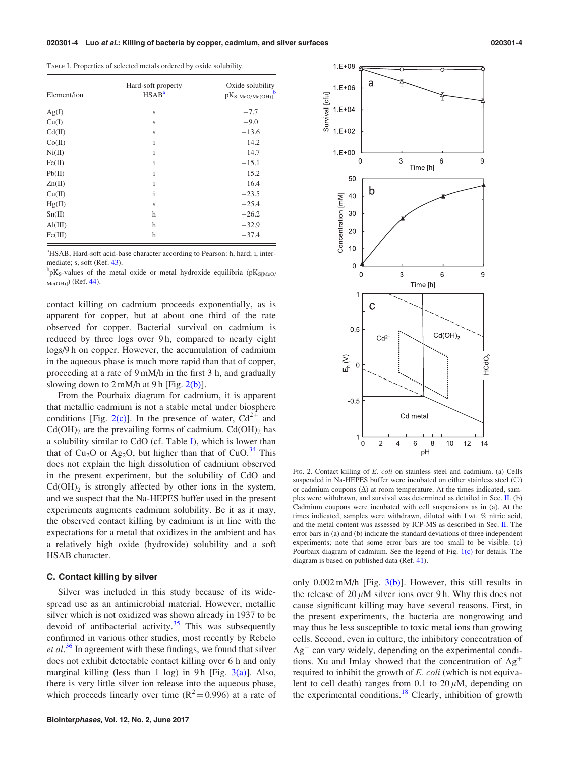TABLE I. Properties of selected metals ordered by oxide solubility.

| Element/ion | Hard-soft property HSAB[a] | Oxide solubility $pK_{S[MeO/Me(OH)]}$[b] |
|---|---|---|
| Ag(I) | s | −7.7 |
| Cu(I) | s | −9.0 |
| Cd(II) | s | −13.6 |
| Co(II) | i | −14.2 |
| Ni(II) | i | −14.7 |
| Fe(II) | i | −15.1 |
| Pb(II) | i | −15.2 |
| Zn(II) | i | −16.4 |
| Cu(II) | i | −23.5 |
| Hg(II) | s | −25.4 |
| Sn(II) | h | −26.2 |
| Al(III) | h | −32.9 |
| Fe(III) | h | −37.4 |

[a]HSAB, Hard-soft acid-base character according to Pearson: h, hard; i, intermediate; s, soft (Ref. 43).

[b]$pK_S$-values of the metal oxide or metal hydroxide equilibria ($pK_{S[MeO/Me(OH)]}$) (Ref. 44).

contact killing on cadmium proceeds exponentially, as is apparent for copper, but at about one third of the rate observed for copper. Bacterial survival on cadmium is reduced by three logs over 9 h, compared to nearly eight logs/9 h on copper. However, the accumulation of cadmium in the aqueous phase is much more rapid than that of copper, proceeding at a rate of 9 mM/h in the first 3 h, and gradually slowing down to 2 mM/h at 9 h [Fig. 2(b)].

From the Pourbaix diagram for cadmium, it is apparent that metallic cadmium is not a stable metal under biosphere conditions [Fig. 2(c)]. In the presence of water, $Cd^{2+}$ and $Cd(OH)_2$ are the prevailing forms of cadmium. $Cd(OH)_2$ has a solubility similar to CdO (cf. Table I), which is lower than that of $Cu_2O$ or $Ag_2O$, but higher than that of CuO.[34] This does not explain the high dissolution of cadmium observed in the present experiment, but the solubility of CdO and $Cd(OH)_2$ is strongly affected by other ions in the system, and we suspect that the Na-HEPES buffer used in the present experiments augments cadmium solubility. Be it as it may, the observed contact killing by cadmium is in line with the expectations for a metal that oxidizes in the ambient and has a relatively high oxide (hydroxide) solubility and a soft HSAB character.

### C. Contact killing by silver

Silver was included in this study because of its widespread use as an antimicrobial material. However, metallic silver which is not oxidized was shown already in 1937 to be devoid of antibacterial activity.[35] This was subsequently confirmed in various other studies, most recently by Rebelo *et al.*[36] In agreement with these findings, we found that silver does not exhibit detectable contact killing over 6 h and only marginal killing (less than 1 log) in 9 h [Fig. 3(a)]. Also, there is very little silver ion release into the aqueous phase, which proceeds linearly over time ($R^2 = 0.996$) at a rate of only 0.002 mM/h [Fig. 3(b)]. However, this still results in the release of 20 $\mu$M silver ions over 9 h. Why this does not cause significant killing may have several reasons. First, in the present experiments, the bacteria are nongrowing and may thus be less susceptible to toxic metal ions than growing cells. Second, even in culture, the inhibitory concentration of $Ag^+$ can vary widely, depending on the experimental conditions. Xu and Imlay showed that the concentration of $Ag^+$ required to inhibit the growth of *E. coli* (which is not equivalent to cell death) ranges from 0.1 to 20 $\mu$M, depending on the experimental conditions.[18] Clearly, inhibition of growth

a
Survival [cfu]
1.E+08
1.E+06
1.E+04
1.E+02
1.E+00
0 3 6 9
Time [h]

b
Concentration [mM]
50
40
30
20
10
0
0 3 6 9
Time [h]

c
$E_h$ (V)
1
0.5
0
-0.5
-1
$Cd^{2+}$
$Cd(OH)_2$
$HCdO_2^-$
Cd metal
0 2 4 6 8 10 12 14
pH

FIG. 2. Contact killing of *E. coli* on stainless steel and cadmium. (a) Cells suspended in Na-HEPES buffer were incubated on either stainless steel (○) or cadmium coupons (Δ) at room temperature. At the times indicated, samples were withdrawn, and survival was determined as detailed in Sec. II. (b) Cadmium coupons were incubated with cell suspensions as in (a). At the times indicated, samples were withdrawn, diluted with 1 wt. % nitric acid, and the metal content was assessed by ICP-MS as described in Sec. II. The error bars in (a) and (b) indicate the standard deviations of three independent experiments; note that some error bars are too small to be visible. (c) Pourbaix diagram of cadmium. See the legend of Fig. 1(c) for details. The diagram is based on published data (Ref. 41).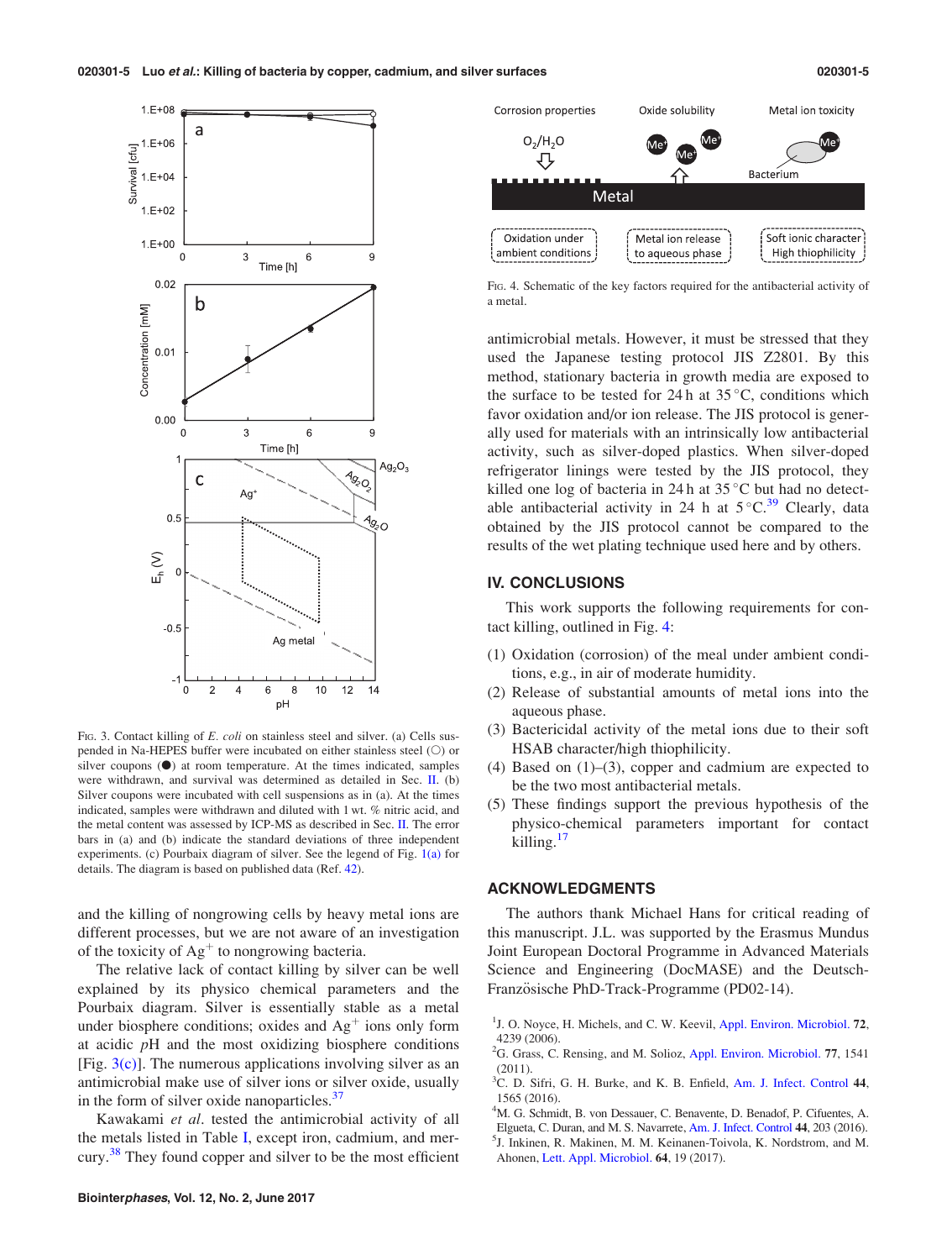1.E+08
a
1.E+06
Survival [cfu]
1.E+04
1.E+02
1.E+00
0 3 6 9
Time [h]

0.02
b
Concentration [mM]
0.01
0.00
0 3 6 9
Time [h]

1
c
$Ag_2O_3$
$Ag_2O_2$
$Ag^+$
0.5
$Ag_2O$
$E_h$ (V)
0
-0.5
Ag metal
-1
0 2 4 6 8 10 12 14
pH

Fig. 3. Contact killing of *E. coli* on stainless steel and silver. (a) Cells suspended in Na-HEPES buffer were incubated on either stainless steel (○) or silver coupons (●) at room temperature. At the times indicated, samples were withdrawn, and survival was determined as detailed in Sec. II. (b) Silver coupons were incubated with cell suspensions as in (a). At the times indicated, samples were withdrawn and diluted with 1 wt. % nitric acid, and the metal content was assessed by ICP-MS as described in Sec. II. The error bars in (a) and (b) indicate the standard deviations of three independent experiments. (c) Pourbaix diagram of silver. See the legend of Fig. 1(a) for details. The diagram is based on published data (Ref. 42).

and the killing of nongrowing cells by heavy metal ions are different processes, but we are not aware of an investigation of the toxicity of $Ag^+$ to nongrowing bacteria.

The relative lack of contact killing by silver can be well explained by its physico chemical parameters and the Pourbaix diagram. Silver is essentially stable as a metal under biosphere conditions; oxides and $Ag^+$ ions only form at acidic *p*H and the most oxidizing biosphere conditions [Fig. 3(c)]. The numerous applications involving silver as an antimicrobial make use of silver ions or silver oxide, usually in the form of silver oxide nanoparticles.[37]

Kawakami *et al.* tested the antimicrobial activity of all the metals listed in Table I, except iron, cadmium, and mercury.[38] They found copper and silver to be the most efficient

Corrosion properties
Oxide solubility
Metal ion toxicity
$O_2/H_2O$
Me+
Me+
Me+
Me+
Bacterium
Metal
Oxidation under ambient conditions
Metal ion release to aqueous phase
Soft ionic character High thiophilicity

Fig. 4. Schematic of the key factors required for the antibacterial activity of a metal.

antimicrobial metals. However, it must be stressed that they used the Japanese testing protocol JIS Z2801. By this method, stationary bacteria in growth media are exposed to the surface to be tested for 24 h at 35 °C, conditions which favor oxidation and/or ion release. The JIS protocol is generally used for materials with an intrinsically low antibacterial activity, such as silver-doped plastics. When silver-doped refrigerator linings were tested by the JIS protocol, they killed one log of bacteria in 24 h at 35 °C but had no detectable antibacterial activity in 24 h at 5 °C.[39] Clearly, data obtained by the JIS protocol cannot be compared to the results of the wet plating technique used here and by others.

## IV. CONCLUSIONS

This work supports the following requirements for contact killing, outlined in Fig. 4:

(1) Oxidation (corrosion) of the meal under ambient conditions, e.g., in air of moderate humidity.
(2) Release of substantial amounts of metal ions into the aqueous phase.
(3) Bactericidal activity of the metal ions due to their soft HSAB character/high thiophilicity.
(4) Based on (1)–(3), copper and cadmium are expected to be the two most antibacterial metals.
(5) These findings support the previous hypothesis of the physico-chemical parameters important for contact killing.[17]

## ACKNOWLEDGMENTS

The authors thank Michael Hans for critical reading of this manuscript. J.L. was supported by the Erasmus Mundus Joint European Doctoral Programme in Advanced Materials Science and Engineering (DocMASE) and the Deutsch-Französische PhD-Track-Programme (PD02-14).

[1] J. O. Noyce, H. Michels, and C. W. Keevil, Appl. Environ. Microbiol. **72**, 4239 (2006).
[2] G. Grass, C. Rensing, and M. Solioz, Appl. Environ. Microbiol. **77**, 1541 (2011).
[3] C. D. Sifri, G. H. Burke, and K. B. Enfield, Am. J. Infect. Control **44**, 1565 (2016).
[4] M. G. Schmidt, B. von Dessauer, C. Benavente, D. Benadof, P. Cifuentes, A. Elgueta, C. Duran, and M. S. Navarrete, Am. J. Infect. Control **44**, 203 (2016).
[5] J. Inkinen, R. Makinen, M. M. Keinanen-Toivola, K. Nordstrom, and M. Ahonen, Lett. Appl. Microbiol. **64**, 19 (2017).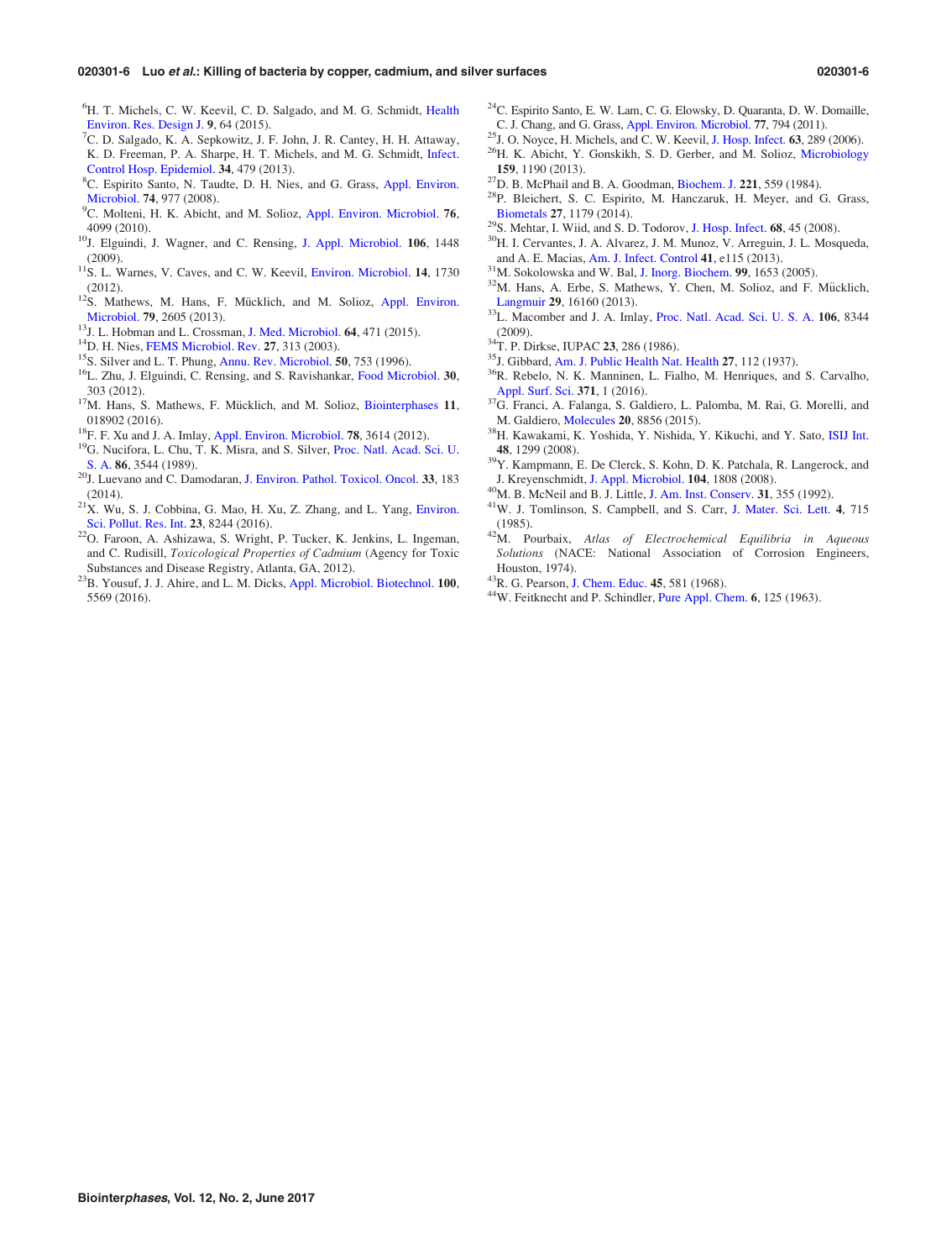[6]H. T. Michels, C. W. Keevil, C. D. Salgado, and M. G. Schmidt, Health Environ. Res. Design J. **9**, 64 (2015).

[7]C. D. Salgado, K. A. Sepkowitz, J. F. John, J. R. Cantey, H. H. Attaway, K. D. Freeman, P. A. Sharpe, H. T. Michels, and M. G. Schmidt, Infect. Control Hosp. Epidemiol. **34**, 479 (2013).

[8]C. Espirito Santo, N. Taudte, D. H. Nies, and G. Grass, Appl. Environ. Microbiol. **74**, 977 (2008).

[9]C. Molteni, H. K. Abicht, and M. Solioz, Appl. Environ. Microbiol. **76**, 4099 (2010).

[10]J. Elguindi, J. Wagner, and C. Rensing, J. Appl. Microbiol. **106**, 1448 (2009).

[11]S. L. Warnes, V. Caves, and C. W. Keevil, Environ. Microbiol. **14**, 1730 (2012).

[12]S. Mathews, M. Hans, F. Mücklich, and M. Solioz, Appl. Environ. Microbiol. **79**, 2605 (2013).

[13]J. L. Hobman and L. Crossman, J. Med. Microbiol. **64**, 471 (2015).

[14]D. H. Nies, FEMS Microbiol. Rev. **27**, 313 (2003).

[15]S. Silver and L. T. Phung, Annu. Rev. Microbiol. **50**, 753 (1996).

[16]L. Zhu, J. Elguindi, C. Rensing, and S. Ravishankar, Food Microbiol. **30**, 303 (2012).

[17]M. Hans, S. Mathews, F. Mücklich, and M. Solioz, Biointerphases **11**, 018902 (2016).

[18]F. F. Xu and J. A. Imlay, Appl. Environ. Microbiol. **78**, 3614 (2012).

[19]G. Nucifora, L. Chu, T. K. Misra, and S. Silver, Proc. Natl. Acad. Sci. U. S. A. **86**, 3544 (1989).

[20]J. Luevano and C. Damodaran, J. Environ. Pathol. Toxicol. Oncol. **33**, 183 (2014).

[21]X. Wu, S. J. Cobbina, G. Mao, H. Xu, Z. Zhang, and L. Yang, Environ. Sci. Pollut. Res. Int. **23**, 8244 (2016).

[22]O. Faroon, A. Ashizawa, S. Wright, P. Tucker, K. Jenkins, L. Ingeman, and C. Rudisill, *Toxicological Properties of Cadmium* (Agency for Toxic Substances and Disease Registry, Atlanta, GA, 2012).

[23]B. Yousuf, J. J. Ahire, and L. M. Dicks, Appl. Microbiol. Biotechnol. **100**, 5569 (2016).

[24]C. Espirito Santo, E. W. Lam, C. G. Elowsky, D. Quaranta, D. W. Domaille, C. J. Chang, and G. Grass, Appl. Environ. Microbiol. **77**, 794 (2011).

[25]J. O. Noyce, H. Michels, and C. W. Keevil, J. Hosp. Infect. **63**, 289 (2006).

[26]H. K. Abicht, Y. Gonskikh, S. D. Gerber, and M. Solioz, Microbiology **159**, 1190 (2013).

[27]D. B. McPhail and B. A. Goodman, Biochem. J. **221**, 559 (1984).

[28]P. Bleichert, S. C. Espirito, M. Hanczaruk, H. Meyer, and G. Grass, Biometals **27**, 1179 (2014).

[29]S. Mehtar, I. Wiid, and S. D. Todorov, J. Hosp. Infect. **68**, 45 (2008).

[30]H. I. Cervantes, J. A. Alvarez, J. M. Munoz, V. Arreguin, J. L. Mosqueda, and A. E. Macias, Am. J. Infect. Control **41**, e115 (2013).

[31]M. Sokolowska and W. Bal, J. Inorg. Biochem. **99**, 1653 (2005).

[32]M. Hans, A. Erbe, S. Mathews, Y. Chen, M. Solioz, and F. Mücklich, Langmuir **29**, 16160 (2013).

[33]L. Macomber and J. A. Imlay, Proc. Natl. Acad. Sci. U. S. A. **106**, 8344 (2009).

[34]T. P. Dirkse, IUPAC **23**, 286 (1986).

[35]J. Gibbard, Am. J. Public Health Nat. Health **27**, 112 (1937).

[36]R. Rebelo, N. K. Manninen, L. Fialho, M. Henriques, and S. Carvalho, Appl. Surf. Sci. **371**, 1 (2016).

[37]G. Franci, A. Falanga, S. Galdiero, L. Palomba, M. Rai, G. Morelli, and M. Galdiero, Molecules **20**, 8856 (2015).

[38]H. Kawakami, K. Yoshida, Y. Nishida, Y. Kikuchi, and Y. Sato, ISIJ Int. **48**, 1299 (2008).

[39]Y. Kampmann, E. De Clerck, S. Kohn, D. K. Patchala, R. Langerock, and J. Kreyenschmidt, J. Appl. Microbiol. **104**, 1808 (2008).

[40]M. B. McNeil and B. J. Little, J. Am. Inst. Conserv. **31**, 355 (1992).

[41]W. J. Tomlinson, S. Campbell, and S. Carr, J. Mater. Sci. Lett. **4**, 715 (1985).

[42]M. Pourbaix, *Atlas of Electrochemical Equilibria in Aqueous Solutions* (NACE: National Association of Corrosion Engineers, Houston, 1974).

[43]R. G. Pearson, J. Chem. Educ. **45**, 581 (1968).

[44]W. Feitknecht and P. Schindler, Pure Appl. Chem. **6**, 125 (1963).